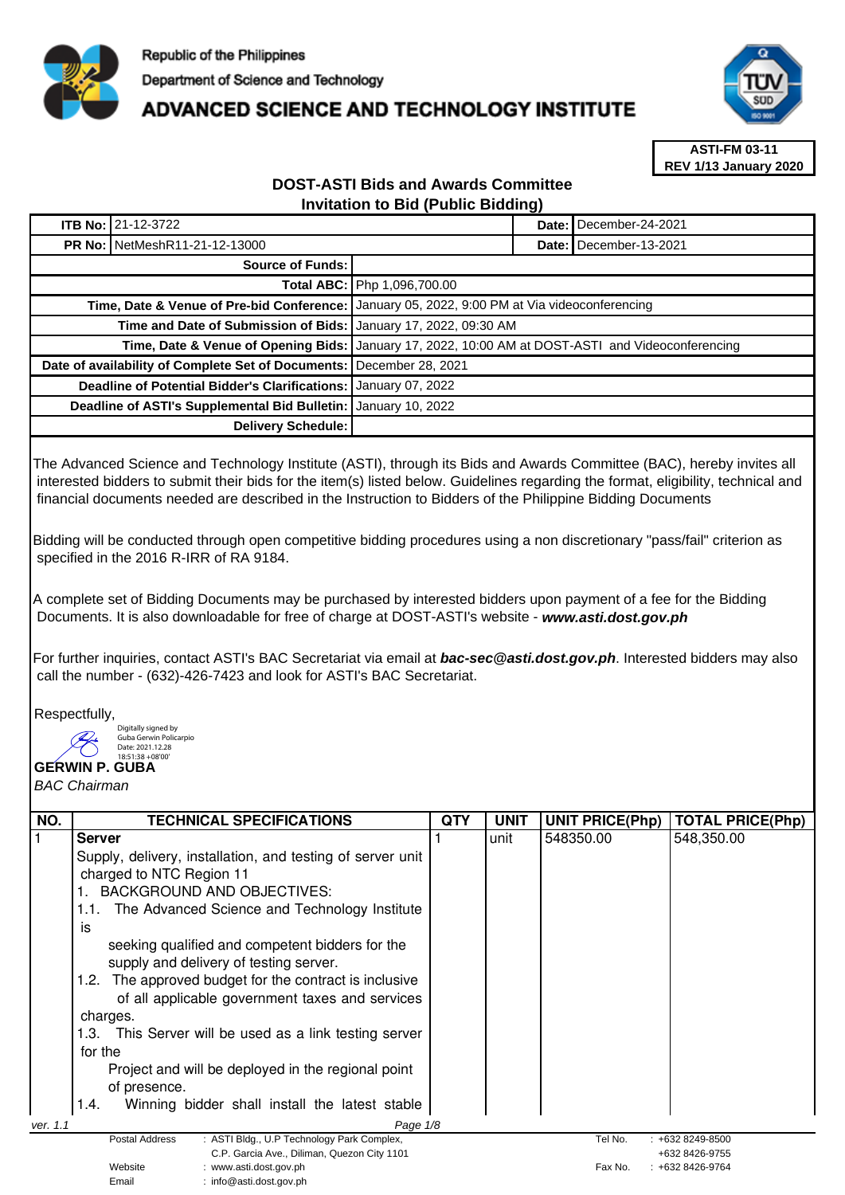Republic of the Philippines
Department of Science and Technology
# ADVANCED SCIENCE AND TECHNOLOGY INSTITUTE

**ASTI-FM 03-11**
**REV 1/13 January 2020**

## DOST-ASTI Bids and Awards Committee
## Invitation to Bid (Public Bidding)

| | | | |
|---|---|---|---|
| **ITB No:** | 21-12-3722 | **Date:** | December-24-2021 |
| **PR No:** | NetMeshR11-21-12-13000 | **Date:** | December-13-2021 |

| | |
|---|---|
| **Source of Funds:** | |
| **Total ABC:** | Php 1,096,700.00 |
| **Time, Date & Venue of Pre-bid Conference:** | January 05, 2022, 9:00 PM at Via videoconferencing |
| **Time and Date of Submission of Bids:** | January 17, 2022, 09:30 AM |
| **Time, Date & Venue of Opening Bids:** | January 17, 2022, 10:00 AM at DOST-ASTI and Videoconferencing |
| **Date of availability of Complete Set of Documents:** | December 28, 2021 |
| **Deadline of Potential Bidder's Clarifications:** | January 07, 2022 |
| **Deadline of ASTI's Supplemental Bid Bulletin:** | January 10, 2022 |
| **Delivery Schedule:** | |

The Advanced Science and Technology Institute (ASTI), through its Bids and Awards Committee (BAC), hereby invites all interested bidders to submit their bids for the item(s) listed below. Guidelines regarding the format, eligibility, technical and financial documents needed are described in the Instruction to Bidders of the Philippine Bidding Documents

Bidding will be conducted through open competitive bidding procedures using a non discretionary "pass/fail" criterion as specified in the 2016 R-IRR of RA 9184.

A complete set of Bidding Documents may be purchased by interested bidders upon payment of a fee for the Bidding Documents. It is also downloadable for free of charge at DOST-ASTI's website - ***www.asti.dost.gov.ph***

For further inquiries, contact ASTI's BAC Secretariat via email at ***bac-sec@asti.dost.gov.ph***. Interested bidders may also call the number - (632)-426-7423 and look for ASTI's BAC Secretariat.

Respectfully,

Digitally signed by Guba Gerwin Policarpio
Date: 2021.12.28 18:51:38 +08'00'

**GERWIN P. GUBA**
*BAC Chairman*

| NO. | TECHNICAL SPECIFICATIONS | QTY | UNIT | UNIT PRICE(Php) | TOTAL PRICE(Php) |
|---|---|---|---|---|---|
| 1 | **Server**<br>Supply, delivery, installation, and testing of server unit charged to NTC Region 11<br>1. BACKGROUND AND OBJECTIVES:<br>1.1. The Advanced Science and Technology Institute is seeking qualified and competent bidders for the supply and delivery of testing server.<br>1.2. The approved budget for the contract is inclusive of all applicable government taxes and services charges.<br>1.3. This Server will be used as a link testing server for the Project and will be deployed in the regional point of presence.<br>1.4. Winning bidder shall install the latest stable | 1 | unit | 548350.00 | 548,350.00 |

ver. 1.1

| | |
|---|---|
| Postal Address | : ASTI Bldg., U.P Technology Park Complex, C.P. Garcia Ave., Diliman, Quezon City 1101 |
| Website | : www.asti.dost.gov.ph |
| Email | : info@asti.dost.gov.ph |
| Tel No. | : +632 8249-8500, +632 8426-9755 |
| Fax No. | : +632 8426-9764 |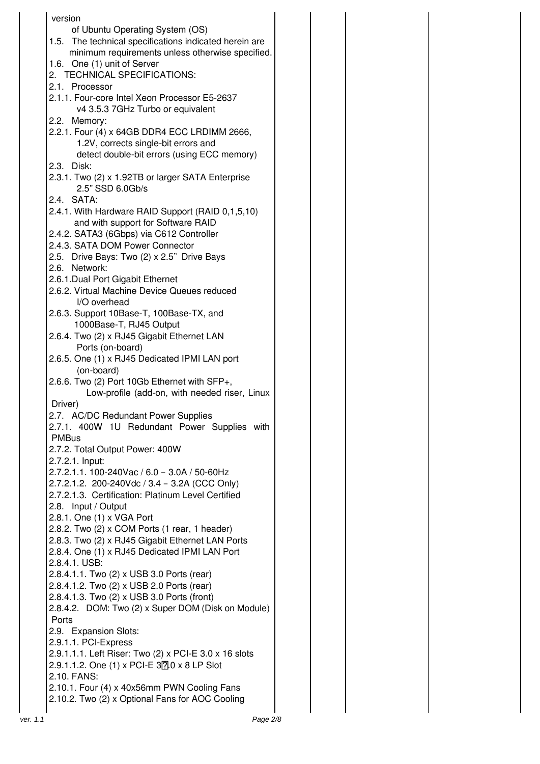| | | | | |
|---|---|---|---|---|
| version<br>of Ubuntu Operating System (OS)<br>1.5. The technical specifications indicated herein are minimum requirements unless otherwise specified.<br>1.6. One (1) unit of Server<br>2. TECHNICAL SPECIFICATIONS:<br>2.1. Processor<br>2.1.1. Four-core Intel Xeon Processor E5-2637 v4 3.5.3 7GHz Turbo or equivalent<br>2.2. Memory:<br>2.2.1. Four (4) x 64GB DDR4 ECC LRDIMM 2666, 1.2V, corrects single-bit errors and detect double-bit errors (using ECC memory)<br>2.3. Disk:<br>2.3.1. Two (2) x 1.92TB or larger SATA Enterprise 2.5" SSD 6.0Gb/s<br>2.4. SATA:<br>2.4.1. With Hardware RAID Support (RAID 0,1,5,10) and with support for Software RAID<br>2.4.2. SATA3 (6Gbps) via C612 Controller<br>2.4.3. SATA DOM Power Connector<br>2.5. Drive Bays: Two (2) x 2.5" Drive Bays<br>2.6. Network:<br>2.6.1.Dual Port Gigabit Ethernet<br>2.6.2. Virtual Machine Device Queues reduced I/O overhead<br>2.6.3. Support 10Base-T, 100Base-TX, and 1000Base-T, RJ45 Output<br>2.6.4. Two (2) x RJ45 Gigabit Ethernet LAN Ports (on-board)<br>2.6.5. One (1) x RJ45 Dedicated IPMI LAN port (on-board)<br>2.6.6. Two (2) Port 10Gb Ethernet with SFP+, Low-profile (add-on, with needed riser, Linux Driver)<br>2.7. AC/DC Redundant Power Supplies<br>2.7.1. 400W 1U Redundant Power Supplies with PMBus<br>2.7.2. Total Output Power: 400W<br>2.7.2.1. Input:<br>2.7.2.1.1. 100-240Vac / 6.0 – 3.0A / 50-60Hz<br>2.7.2.1.2. 200-240Vdc / 3.4 – 3.2A (CCC Only)<br>2.7.2.1.3. Certification: Platinum Level Certified<br>2.8. Input / Output<br>2.8.1. One (1) x VGA Port<br>2.8.2. Two (2) x COM Ports (1 rear, 1 header)<br>2.8.3. Two (2) x RJ45 Gigabit Ethernet LAN Ports<br>2.8.4. One (1) x RJ45 Dedicated IPMI LAN Port<br>2.8.4.1. USB:<br>2.8.4.1.1. Two (2) x USB 3.0 Ports (rear)<br>2.8.4.1.2. Two (2) x USB 2.0 Ports (rear)<br>2.8.4.1.3. Two (2) x USB 3.0 Ports (front)<br>2.8.4.2. DOM: Two (2) x Super DOM (Disk on Module) Ports<br>2.9. Expansion Slots:<br>2.9.1.1. PCI-Express<br>2.9.1.1.1. Left Riser: Two (2) x PCI-E 3.0 x 16 slots<br>2.9.1.1.2. One (1) x PCI-E 3.0 x 8 LP Slot<br>2.10. FANS:<br>2.10.1. Four (4) x 40x56mm PWN Cooling Fans<br>2.10.2. Two (2) x Optional Fans for AOC Cooling | | | | |

ver. 1.1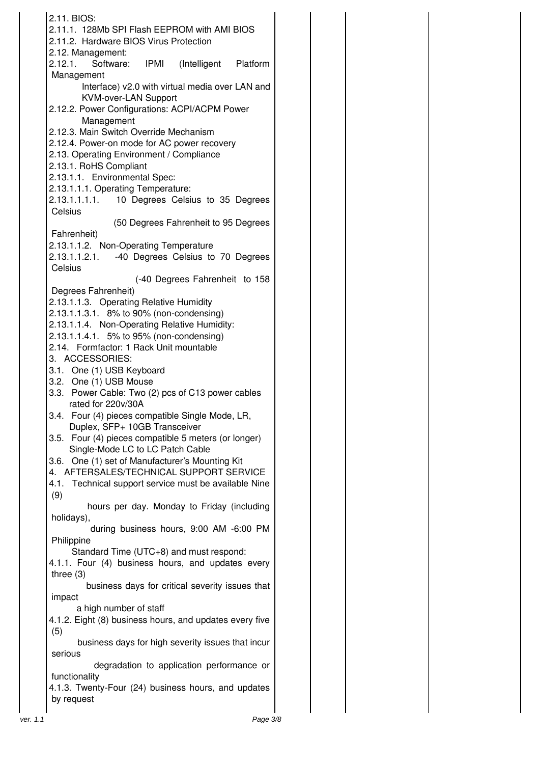| | | | | |
|---|---|---|---|---|
| 2.11. BIOS:<br>2.11.1. 128Mb SPI Flash EEPROM with AMI BIOS<br>2.11.2. Hardware BIOS Virus Protection<br>2.12. Management:<br>2.12.1. Software: IPMI (Intelligent Platform Management Interface) v2.0 with virtual media over LAN and KVM-over-LAN Support<br>2.12.2. Power Configurations: ACPI/ACPM Power Management<br>2.12.3. Main Switch Override Mechanism<br>2.12.4. Power-on mode for AC power recovery<br>2.13. Operating Environment / Compliance<br>2.13.1. RoHS Compliant<br>2.13.1.1. Environmental Spec:<br>2.13.1.1.1. Operating Temperature:<br>2.13.1.1.1.1. 10 Degrees Celsius to 35 Degrees Celsius (50 Degrees Fahrenheit to 95 Degrees Fahrenheit)<br>2.13.1.1.2. Non-Operating Temperature<br>2.13.1.1.2.1. -40 Degrees Celsius to 70 Degrees Celsius (-40 Degrees Fahrenheit to 158 Degrees Fahrenheit)<br>2.13.1.1.3. Operating Relative Humidity<br>2.13.1.1.3.1. 8% to 90% (non-condensing)<br>2.13.1.1.4. Non-Operating Relative Humidity:<br>2.13.1.1.4.1. 5% to 95% (non-condensing)<br>2.14. Formfactor: 1 Rack Unit mountable<br>3. ACCESSORIES:<br>3.1. One (1) USB Keyboard<br>3.2. One (1) USB Mouse<br>3.3. Power Cable: Two (2) pcs of C13 power cables rated for 220v/30A<br>3.4. Four (4) pieces compatible Single Mode, LR, Duplex, SFP+ 10GB Transceiver<br>3.5. Four (4) pieces compatible 5 meters (or longer) Single-Mode LC to LC Patch Cable<br>3.6. One (1) set of Manufacturer's Mounting Kit<br>4. AFTERSALES/TECHNICAL SUPPORT SERVICE<br>4.1. Technical support service must be available Nine (9) hours per day. Monday to Friday (including holidays), during business hours, 9:00 AM -6:00 PM Philippine Standard Time (UTC+8) and must respond:<br>4.1.1. Four (4) business hours, and updates every three (3) business days for critical severity issues that impact a high number of staff<br>4.1.2. Eight (8) business hours, and updates every five (5) business days for high severity issues that incur serious degradation to application performance or functionality<br>4.1.3. Twenty-Four (24) business hours, and updates by request | | | | |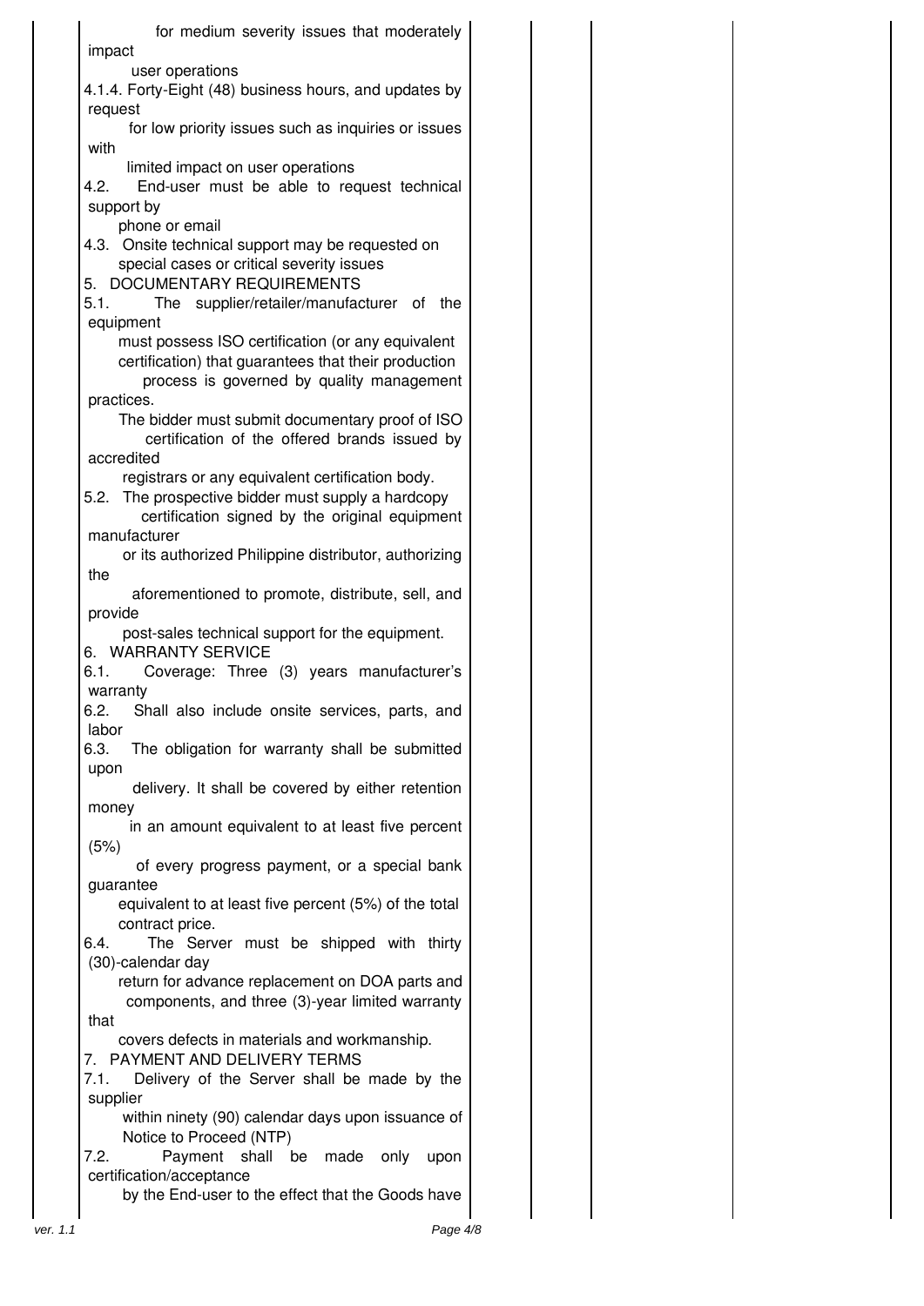for medium severity issues that moderately impact user operations

4.1.4. Forty-Eight (48) business hours, and updates by request for low priority issues such as inquiries or issues with limited impact on user operations

4.2. End-user must be able to request technical support by phone or email

4.3. Onsite technical support may be requested on special cases or critical severity issues

5. DOCUMENTARY REQUIREMENTS

5.1. The supplier/retailer/manufacturer of the equipment must possess ISO certification (or any equivalent certification) that guarantees that their production process is governed by quality management practices.
The bidder must submit documentary proof of ISO certification of the offered brands issued by accredited registrars or any equivalent certification body.

5.2. The prospective bidder must supply a hardcopy certification signed by the original equipment manufacturer or its authorized Philippine distributor, authorizing the aforementioned to promote, distribute, sell, and provide post-sales technical support for the equipment.

6. WARRANTY SERVICE

6.1. Coverage: Three (3) years manufacturer's warranty

6.2. Shall also include onsite services, parts, and labor

6.3. The obligation for warranty shall be submitted upon delivery. It shall be covered by either retention money in an amount equivalent to at least five percent (5%) of every progress payment, or a special bank guarantee equivalent to at least five percent (5%) of the total contract price.

6.4. The Server must be shipped with thirty (30)-calendar day return for advance replacement on DOA parts and components, and three (3)-year limited warranty that covers defects in materials and workmanship.

7. PAYMENT AND DELIVERY TERMS

7.1. Delivery of the Server shall be made by the supplier within ninety (90) calendar days upon issuance of Notice to Proceed (NTP)

7.2. Payment shall be made only upon certification/acceptance by the End-user to the effect that the Goods have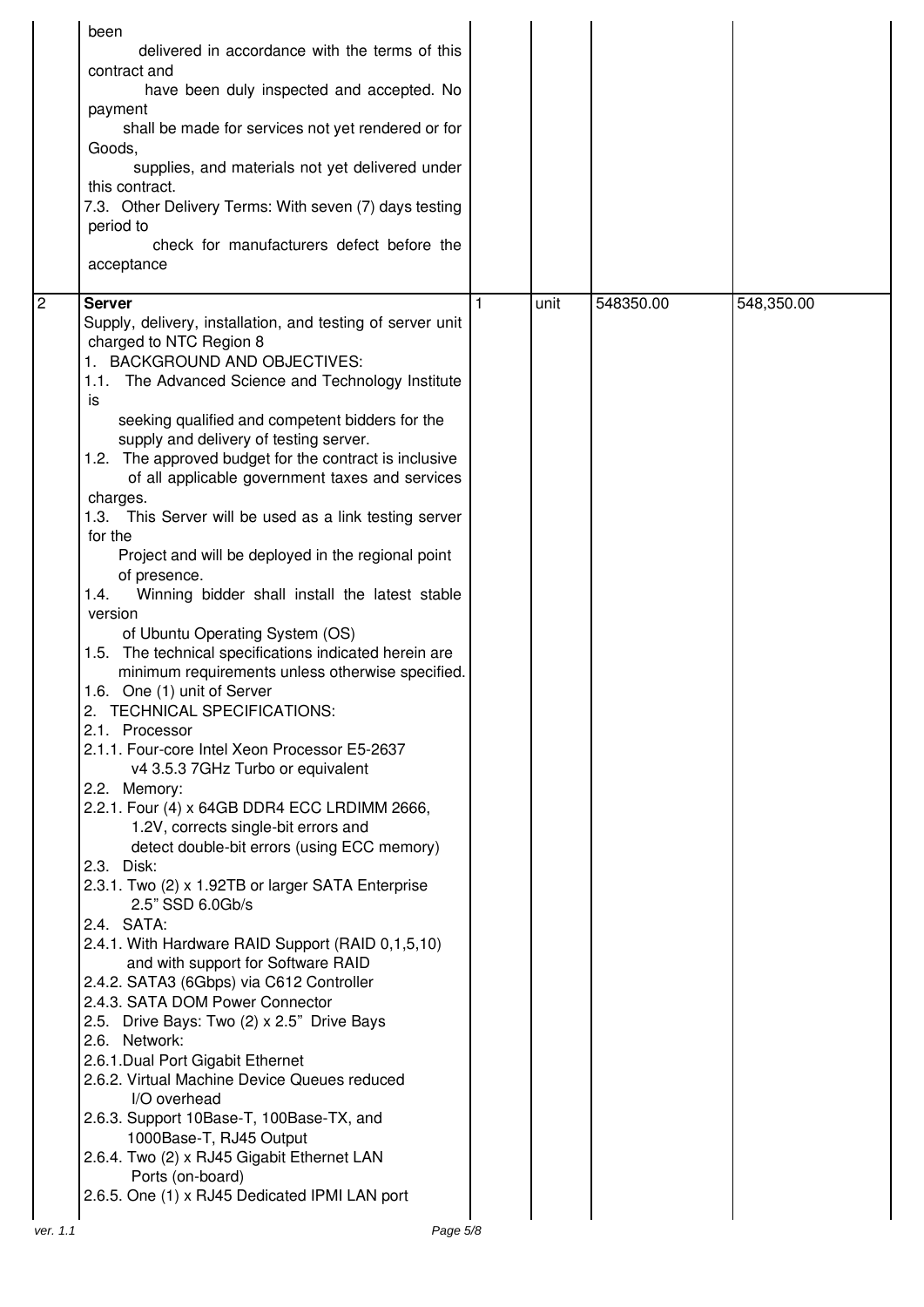| | | | | | |
|---|---|---|---|---|---|
| | been delivered in accordance with the terms of this contract and have been duly inspected and accepted. No payment shall be made for services not yet rendered or for Goods, supplies, and materials not yet delivered under this contract.<br>7.3. Other Delivery Terms: With seven (7) days testing period to check for manufacturers defect before the acceptance | | | | |
| 2 | **Server**<br>Supply, delivery, installation, and testing of server unit charged to NTC Region 8<br>1. BACKGROUND AND OBJECTIVES:<br>1.1. The Advanced Science and Technology Institute is seeking qualified and competent bidders for the supply and delivery of testing server.<br>1.2. The approved budget for the contract is inclusive of all applicable government taxes and services charges.<br>1.3. This Server will be used as a link testing server for the Project and will be deployed in the regional point of presence.<br>1.4. Winning bidder shall install the latest stable version of Ubuntu Operating System (OS)<br>1.5. The technical specifications indicated herein are minimum requirements unless otherwise specified.<br>1.6. One (1) unit of Server<br>2. TECHNICAL SPECIFICATIONS:<br>2.1. Processor<br>2.1.1. Four-core Intel Xeon Processor E5-2637 v4 3.5.3 7GHz Turbo or equivalent<br>2.2. Memory:<br>2.2.1. Four (4) x 64GB DDR4 ECC LRDIMM 2666, 1.2V, corrects single-bit errors and detect double-bit errors (using ECC memory)<br>2.3. Disk:<br>2.3.1. Two (2) x 1.92TB or larger SATA Enterprise 2.5" SSD 6.0Gb/s<br>2.4. SATA:<br>2.4.1. With Hardware RAID Support (RAID 0,1,5,10) and with support for Software RAID<br>2.4.2. SATA3 (6Gbps) via C612 Controller<br>2.4.3. SATA DOM Power Connector<br>2.5. Drive Bays: Two (2) x 2.5" Drive Bays<br>2.6. Network:<br>2.6.1. Dual Port Gigabit Ethernet<br>2.6.2. Virtual Machine Device Queues reduced I/O overhead<br>2.6.3. Support 10Base-T, 100Base-TX, and 1000Base-T, RJ45 Output<br>2.6.4. Two (2) x RJ45 Gigabit Ethernet LAN Ports (on-board)<br>2.6.5. One (1) x RJ45 Dedicated IPMI LAN port | 1 | unit | 548350.00 | 548,350.00 |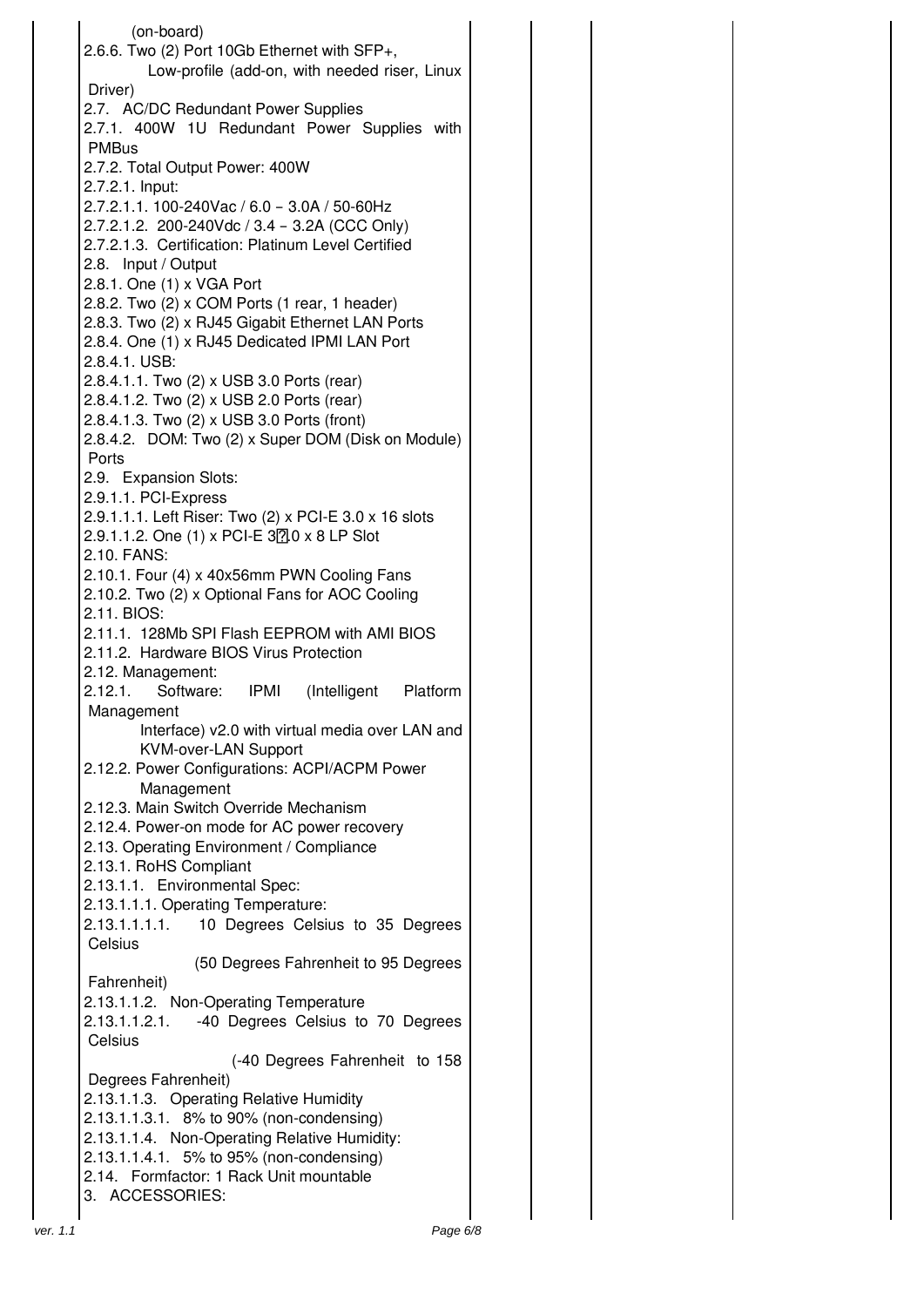| | | | | |
|---|---|---|---|---|
| (on-board)<br>2.6.6. Two (2) Port 10Gb Ethernet with SFP+, Low-profile (add-on, with needed riser, Linux Driver)<br>2.7. AC/DC Redundant Power Supplies<br>2.7.1. 400W 1U Redundant Power Supplies with PMBus<br>2.7.2. Total Output Power: 400W<br>2.7.2.1. Input:<br>2.7.2.1.1. 100-240Vac / 6.0 – 3.0A / 50-60Hz<br>2.7.2.1.2. 200-240Vdc / 3.4 – 3.2A (CCC Only)<br>2.7.2.1.3. Certification: Platinum Level Certified<br>2.8. Input / Output<br>2.8.1. One (1) x VGA Port<br>2.8.2. Two (2) x COM Ports (1 rear, 1 header)<br>2.8.3. Two (2) x RJ45 Gigabit Ethernet LAN Ports<br>2.8.4. One (1) x RJ45 Dedicated IPMI LAN Port<br>2.8.4.1. USB:<br>2.8.4.1.1. Two (2) x USB 3.0 Ports (rear)<br>2.8.4.1.2. Two (2) x USB 2.0 Ports (rear)<br>2.8.4.1.3. Two (2) x USB 3.0 Ports (front)<br>2.8.4.2. DOM: Two (2) x Super DOM (Disk on Module) Ports<br>2.9. Expansion Slots:<br>2.9.1.1. PCI-Express<br>2.9.1.1.1. Left Riser: Two (2) x PCI-E 3.0 x 16 slots<br>2.9.1.1.2. One (1) x PCI-E 3.0 x 8 LP Slot<br>2.10. FANS:<br>2.10.1. Four (4) x 40x56mm PWN Cooling Fans<br>2.10.2. Two (2) x Optional Fans for AOC Cooling<br>2.11. BIOS:<br>2.11.1. 128Mb SPI Flash EEPROM with AMI BIOS<br>2.11.2. Hardware BIOS Virus Protection<br>2.12. Management:<br>2.12.1. Software: IPMI (Intelligent Platform Management Interface) v2.0 with virtual media over LAN and KVM-over-LAN Support<br>2.12.2. Power Configurations: ACPI/ACPM Power Management<br>2.12.3. Main Switch Override Mechanism<br>2.12.4. Power-on mode for AC power recovery<br>2.13. Operating Environment / Compliance<br>2.13.1. RoHS Compliant<br>2.13.1.1. Environmental Spec:<br>2.13.1.1.1. Operating Temperature:<br>2.13.1.1.1.1. 10 Degrees Celsius to 35 Degrees Celsius (50 Degrees Fahrenheit to 95 Degrees Fahrenheit)<br>2.13.1.1.2. Non-Operating Temperature<br>2.13.1.1.2.1. -40 Degrees Celsius to 70 Degrees Celsius (-40 Degrees Fahrenheit to 158 Degrees Fahrenheit)<br>2.13.1.1.3. Operating Relative Humidity<br>2.13.1.1.3.1. 8% to 90% (non-condensing)<br>2.13.1.1.4. Non-Operating Relative Humidity:<br>2.13.1.1.4.1. 5% to 95% (non-condensing)<br>2.14. Formfactor: 1 Rack Unit mountable<br>3. ACCESSORIES: | | | | |

ver. 1.1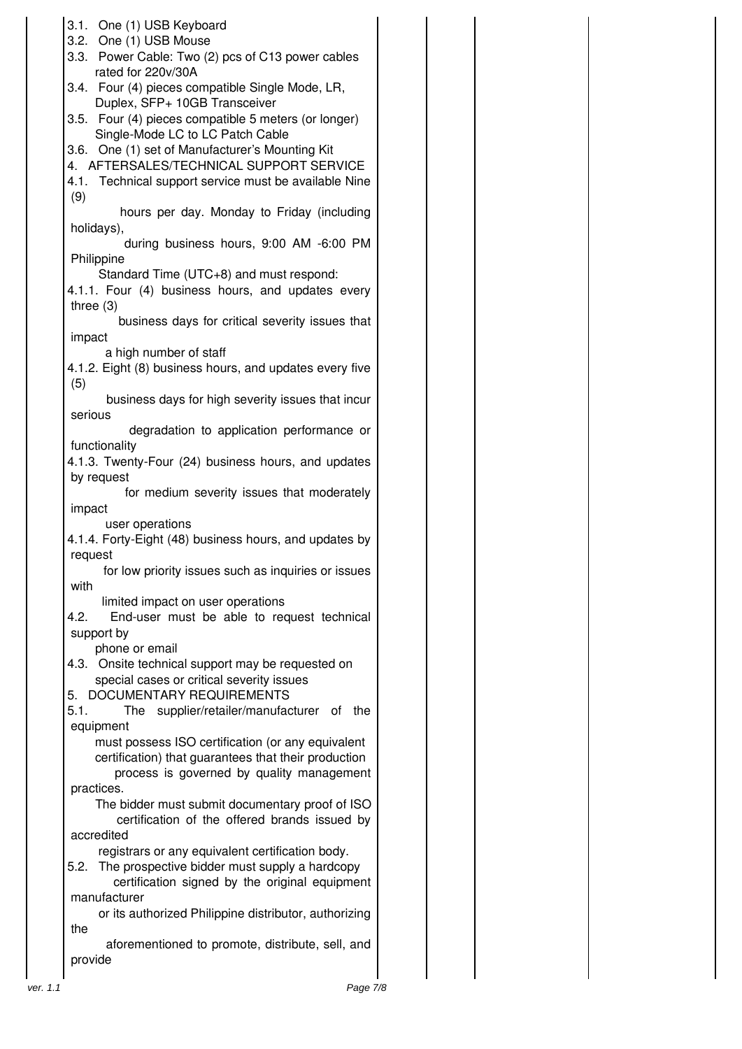| | | | | |
|---|---|---|---|---|
| 3.1. One (1) USB Keyboard<br>3.2. One (1) USB Mouse<br>3.3. Power Cable: Two (2) pcs of C13 power cables rated for 220v/30A<br>3.4. Four (4) pieces compatible Single Mode, LR, Duplex, SFP+ 10GB Transceiver<br>3.5. Four (4) pieces compatible 5 meters (or longer) Single-Mode LC to LC Patch Cable<br>3.6. One (1) set of Manufacturer's Mounting Kit<br>4. AFTERSALES/TECHNICAL SUPPORT SERVICE<br>4.1. Technical support service must be available Nine (9) hours per day. Monday to Friday (including holidays), during business hours, 9:00 AM -6:00 PM Philippine Standard Time (UTC+8) and must respond:<br>4.1.1. Four (4) business hours, and updates every three (3) business days for critical severity issues that impact a high number of staff<br>4.1.2. Eight (8) business hours, and updates every five (5) business days for high severity issues that incur serious degradation to application performance or functionality<br>4.1.3. Twenty-Four (24) business hours, and updates by request for medium severity issues that moderately impact user operations<br>4.1.4. Forty-Eight (48) business hours, and updates by request for low priority issues such as inquiries or issues with limited impact on user operations<br>4.2. End-user must be able to request technical support by phone or email<br>4.3. Onsite technical support may be requested on special cases or critical severity issues<br>5. DOCUMENTARY REQUIREMENTS<br>5.1. The supplier/retailer/manufacturer of the equipment must possess ISO certification (or any equivalent certification) that guarantees that their production process is governed by quality management practices. The bidder must submit documentary proof of ISO certification of the offered brands issued by accredited registrars or any equivalent certification body.<br>5.2. The prospective bidder must supply a hardcopy certification signed by the original equipment manufacturer or its authorized Philippine distributor, authorizing the aforementioned to promote, distribute, sell, and provide | | | | |

ver. 1.1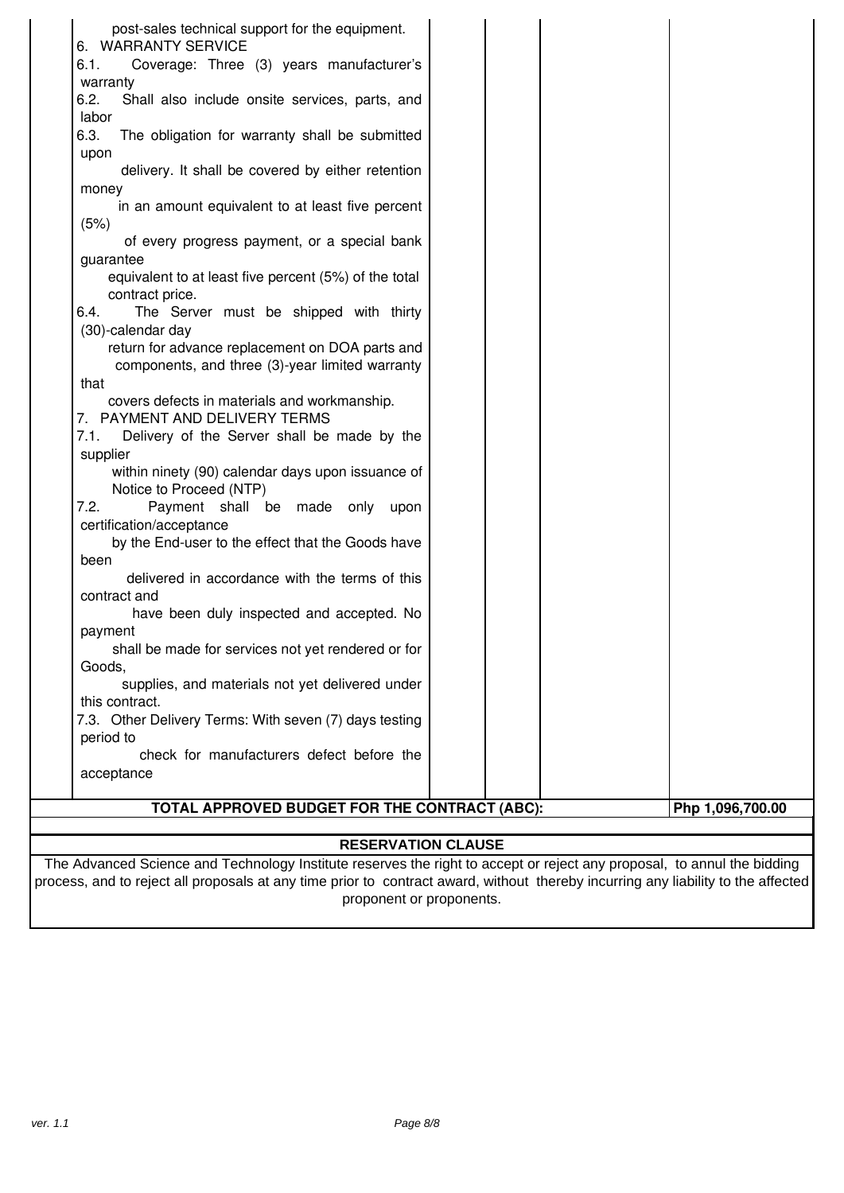| | | | | |
|---|---|---|---|---|
| post-sales technical support for the equipment.<br>6. WARRANTY SERVICE<br>6.1. Coverage: Three (3) years manufacturer's warranty<br>6.2. Shall also include onsite services, parts, and labor<br>6.3. The obligation for warranty shall be submitted upon delivery. It shall be covered by either retention money in an amount equivalent to at least five percent (5%) of every progress payment, or a special bank guarantee equivalent to at least five percent (5%) of the total contract price.<br>6.4. The Server must be shipped with thirty (30)-calendar day return for advance replacement on DOA parts and components, and three (3)-year limited warranty that covers defects in materials and workmanship.<br>7. PAYMENT AND DELIVERY TERMS<br>7.1. Delivery of the Server shall be made by the supplier within ninety (90) calendar days upon issuance of Notice to Proceed (NTP)<br>7.2. Payment shall be made only upon certification/acceptance by the End-user to the effect that the Goods have been delivered in accordance with the terms of this contract and have been duly inspected and accepted. No payment shall be made for services not yet rendered or for Goods, supplies, and materials not yet delivered under this contract.<br>7.3. Other Delivery Terms: With seven (7) days testing period to check for manufacturers defect before the acceptance | | | | |
| **TOTAL APPROVED BUDGET FOR THE CONTRACT (ABC):** | | | | **Php 1,096,700.00** |

**RESERVATION CLAUSE**

The Advanced Science and Technology Institute reserves the right to accept or reject any proposal, to annul the bidding process, and to reject all proposals at any time prior to contract award, without thereby incurring any liability to the affected proponent or proponents.